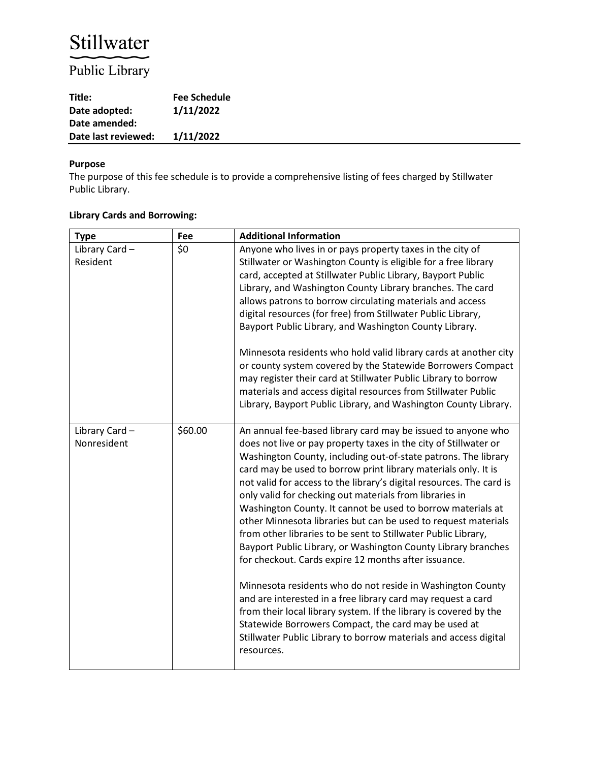# Stillwater

Public Library

| **Title:** | **Fee Schedule** |
|---|---|
| **Date adopted:** | **1/11/2022** |
| **Date amended:** | |
| **Date last reviewed:** | **1/11/2022** |

**Purpose**

The purpose of this fee schedule is to provide a comprehensive listing of fees charged by Stillwater Public Library.

**Library Cards and Borrowing:**

| Type | Fee | Additional Information |
|---|---|---|
| Library Card – Resident | $0 | Anyone who lives in or pays property taxes in the city of Stillwater or Washington County is eligible for a free library card, accepted at Stillwater Public Library, Bayport Public Library, and Washington County Library branches. The card allows patrons to borrow circulating materials and access digital resources (for free) from Stillwater Public Library, Bayport Public Library, and Washington County Library.<br><br>Minnesota residents who hold valid library cards at another city or county system covered by the Statewide Borrowers Compact may register their card at Stillwater Public Library to borrow materials and access digital resources from Stillwater Public Library, Bayport Public Library, and Washington County Library. |
| Library Card – Nonresident | $60.00 | An annual fee-based library card may be issued to anyone who does not live or pay property taxes in the city of Stillwater or Washington County, including out-of-state patrons. The library card may be used to borrow print library materials only. It is not valid for access to the library's digital resources. The card is only valid for checking out materials from libraries in Washington County. It cannot be used to borrow materials at other Minnesota libraries but can be used to request materials from other libraries to be sent to Stillwater Public Library, Bayport Public Library, or Washington County Library branches for checkout. Cards expire 12 months after issuance.<br><br>Minnesota residents who do not reside in Washington County and are interested in a free library card may request a card from their local library system. If the library is covered by the Statewide Borrowers Compact, the card may be used at Stillwater Public Library to borrow materials and access digital resources. |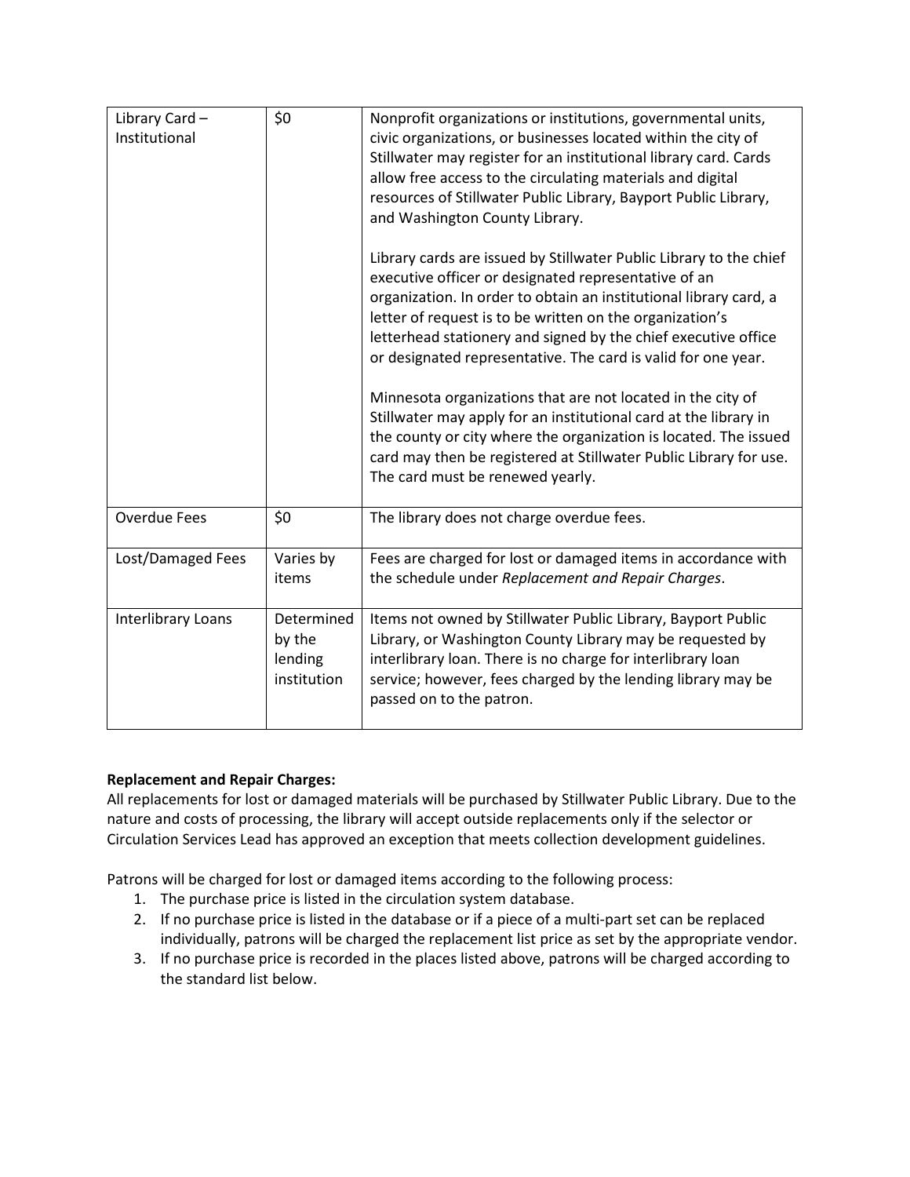| Library Card – Institutional | $0 | Nonprofit organizations or institutions, governmental units, civic organizations, or businesses located within the city of Stillwater may register for an institutional library card. Cards allow free access to the circulating materials and digital resources of Stillwater Public Library, Bayport Public Library, and Washington County Library.<br><br>Library cards are issued by Stillwater Public Library to the chief executive officer or designated representative of an organization. In order to obtain an institutional library card, a letter of request is to be written on the organization's letterhead stationery and signed by the chief executive office or designated representative. The card is valid for one year.<br><br>Minnesota organizations that are not located in the city of Stillwater may apply for an institutional card at the library in the county or city where the organization is located. The issued card may then be registered at Stillwater Public Library for use. The card must be renewed yearly. |
|---|---|---|
| Overdue Fees | $0 | The library does not charge overdue fees. |
| Lost/Damaged Fees | Varies by items | Fees are charged for lost or damaged items in accordance with the schedule under *Replacement and Repair Charges*. |
| Interlibrary Loans | Determined by the lending institution | Items not owned by Stillwater Public Library, Bayport Public Library, or Washington County Library may be requested by interlibrary loan. There is no charge for interlibrary loan service; however, fees charged by the lending library may be passed on to the patron. |

**Replacement and Repair Charges:**

All replacements for lost or damaged materials will be purchased by Stillwater Public Library. Due to the nature and costs of processing, the library will accept outside replacements only if the selector or Circulation Services Lead has approved an exception that meets collection development guidelines.

Patrons will be charged for lost or damaged items according to the following process:

1. The purchase price is listed in the circulation system database.
2. If no purchase price is listed in the database or if a piece of a multi-part set can be replaced individually, patrons will be charged the replacement list price as set by the appropriate vendor.
3. If no purchase price is recorded in the places listed above, patrons will be charged according to the standard list below.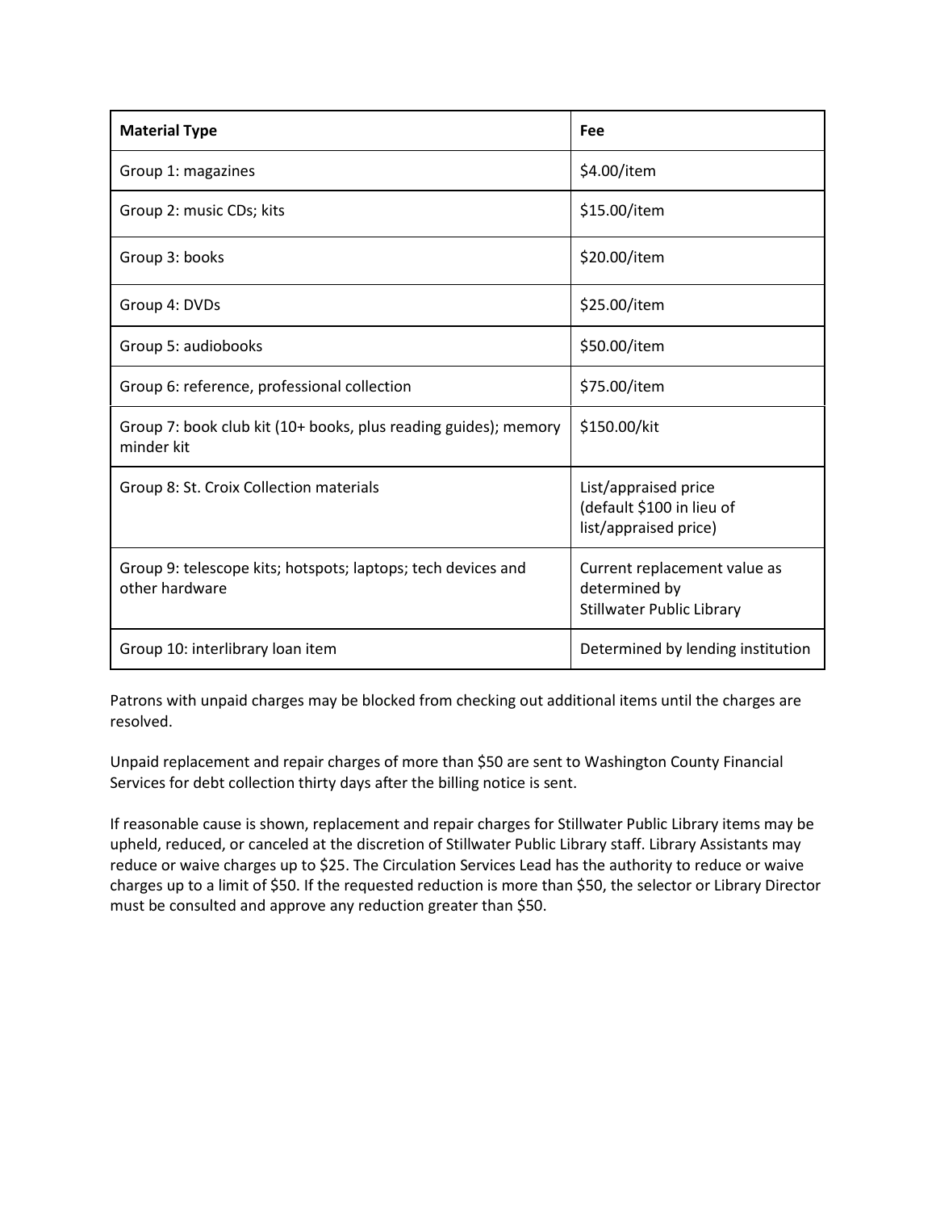| **Material Type** | **Fee** |
|---|---|
| Group 1: magazines | $4.00/item |
| Group 2: music CDs; kits | $15.00/item |
| Group 3: books | $20.00/item |
| Group 4: DVDs | $25.00/item |
| Group 5: audiobooks | $50.00/item |
| Group 6: reference, professional collection | $75.00/item |
| Group 7: book club kit (10+ books, plus reading guides); memory minder kit | $150.00/kit |
| Group 8: St. Croix Collection materials | List/appraised price (default $100 in lieu of list/appraised price) |
| Group 9: telescope kits; hotspots; laptops; tech devices and other hardware | Current replacement value as determined by Stillwater Public Library |
| Group 10: interlibrary loan item | Determined by lending institution |

Patrons with unpaid charges may be blocked from checking out additional items until the charges are resolved.

Unpaid replacement and repair charges of more than $50 are sent to Washington County Financial Services for debt collection thirty days after the billing notice is sent.

If reasonable cause is shown, replacement and repair charges for Stillwater Public Library items may be upheld, reduced, or canceled at the discretion of Stillwater Public Library staff. Library Assistants may reduce or waive charges up to $25. The Circulation Services Lead has the authority to reduce or waive charges up to a limit of $50. If the requested reduction is more than $50, the selector or Library Director must be consulted and approve any reduction greater than $50.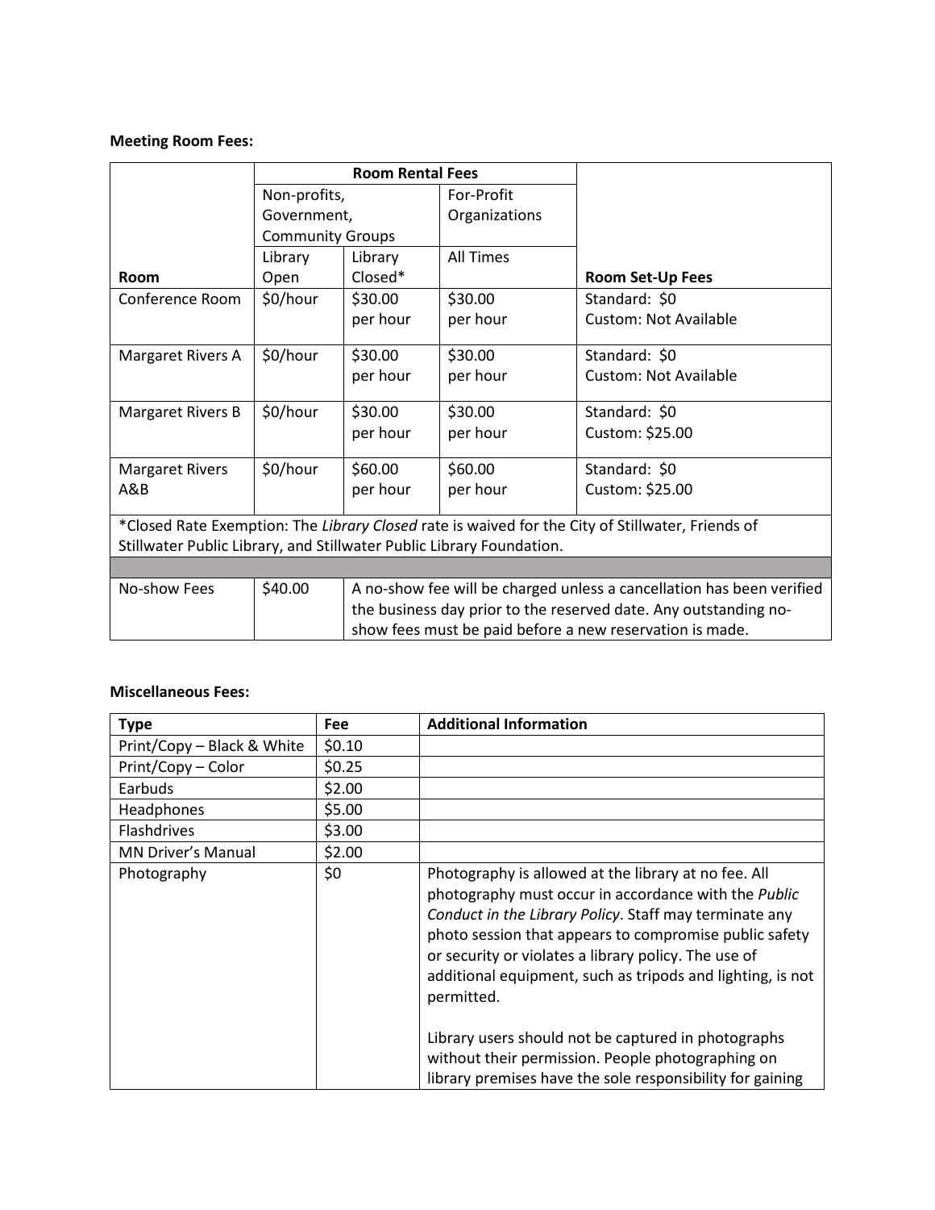**Meeting Room Fees:**

| | Room Rental Fees | | | |
|---|---|---|---|---|
| | Non-profits, Government, Community Groups | | For-Profit Organizations | |
| **Room** | Library Open | Library Closed* | All Times | **Room Set-Up Fees** |
| Conference Room | $0/hour | $30.00 per hour | $30.00 per hour | Standard: $0<br>Custom: Not Available |
| Margaret Rivers A | $0/hour | $30.00 per hour | $30.00 per hour | Standard: $0<br>Custom: Not Available |
| Margaret Rivers B | $0/hour | $30.00 per hour | $30.00 per hour | Standard: $0<br>Custom: $25.00 |
| Margaret Rivers A&B | $0/hour | $60.00 per hour | $60.00 per hour | Standard: $0<br>Custom: $25.00 |
| *Closed Rate Exemption: The *Library Closed* rate is waived for the City of Stillwater, Friends of Stillwater Public Library, and Stillwater Public Library Foundation. | | | | |
| | | | | |
| No-show Fees | $40.00 | A no-show fee will be charged unless a cancellation has been verified the business day prior to the reserved date. Any outstanding no-show fees must be paid before a new reservation is made. | | |

**Miscellaneous Fees:**

| **Type** | **Fee** | **Additional Information** |
|---|---|---|
| Print/Copy – Black & White | $0.10 | |
| Print/Copy – Color | $0.25 | |
| Earbuds | $2.00 | |
| Headphones | $5.00 | |
| Flashdrives | $3.00 | |
| MN Driver's Manual | $2.00 | |
| Photography | $0 | Photography is allowed at the library at no fee. All photography must occur in accordance with the *Public Conduct in the Library Policy*. Staff may terminate any photo session that appears to compromise public safety or security or violates a library policy. The use of additional equipment, such as tripods and lighting, is not permitted.<br><br>Library users should not be captured in photographs without their permission. People photographing on library premises have the sole responsibility for gaining |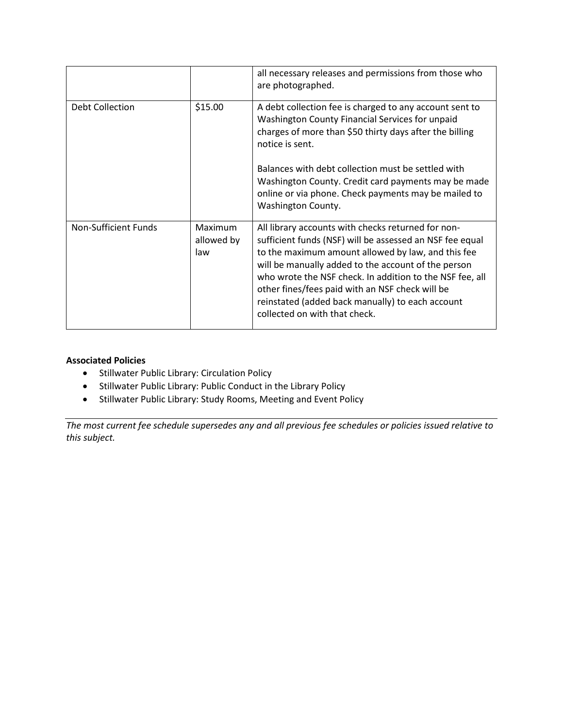| | | |
|---|---|---|
| | | all necessary releases and permissions from those who are photographed. |
| Debt Collection | $15.00 | A debt collection fee is charged to any account sent to Washington County Financial Services for unpaid charges of more than $50 thirty days after the billing notice is sent.<br><br>Balances with debt collection must be settled with Washington County. Credit card payments may be made online or via phone. Check payments may be mailed to Washington County. |
| Non-Sufficient Funds | Maximum allowed by law | All library accounts with checks returned for non-sufficient funds (NSF) will be assessed an NSF fee equal to the maximum amount allowed by law, and this fee will be manually added to the account of the person who wrote the NSF check. In addition to the NSF fee, all other fines/fees paid with an NSF check will be reinstated (added back manually) to each account collected on with that check. |

**Associated Policies**

- Stillwater Public Library: Circulation Policy
- Stillwater Public Library: Public Conduct in the Library Policy
- Stillwater Public Library: Study Rooms, Meeting and Event Policy

---

*The most current fee schedule supersedes any and all previous fee schedules or policies issued relative to this subject.*